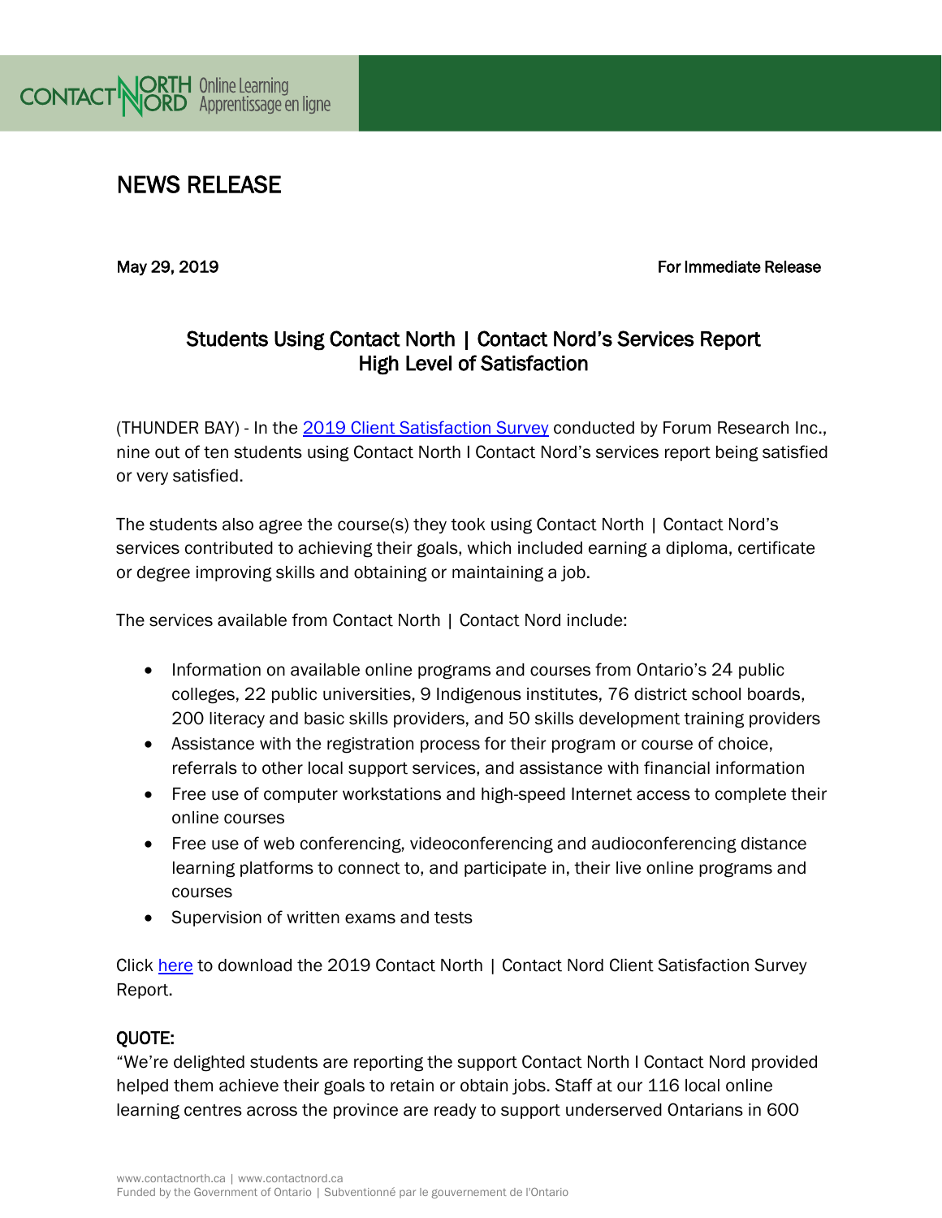# NEWS RELEASE

May 29, 2019 **For Immediate Release**

## Students Using Contact North | Contact Nord's Services Report High Level of Satisfaction

(THUNDER BAY) - In the [2019 Client Satisfaction Survey]() conducted by Forum Research Inc., nine out of ten students using Contact North I Contact Nord's services report being satisfied or very satisfied.

The students also agree the course(s) they took using Contact North | Contact Nord's services contributed to achieving their goals, which included earning a diploma, certificate or degree improving skills and obtaining or maintaining a job.

The services available from Contact North | Contact Nord include:

- Information on available online programs and courses from Ontario's 24 public colleges, 22 public universities, 9 Indigenous institutes, 76 district school boards, 200 literacy and basic skills providers, and 50 skills development training providers
- Assistance with the registration process for their program or course of choice, referrals to other local support services, and assistance with financial information
- Free use of computer workstations and high-speed Internet access to complete their online courses
- Free use of web conferencing, videoconferencing and audioconferencing distance learning platforms to connect to, and participate in, their live online programs and courses
- Supervision of written exams and tests

Click [here]() to download the 2019 Contact North | Contact Nord Client Satisfaction Survey Report.

**QUOTE:**

"We're delighted students are reporting the support Contact North I Contact Nord provided helped them achieve their goals to retain or obtain jobs. Staff at our 116 local online learning centres across the province are ready to support underserved Ontarians in 600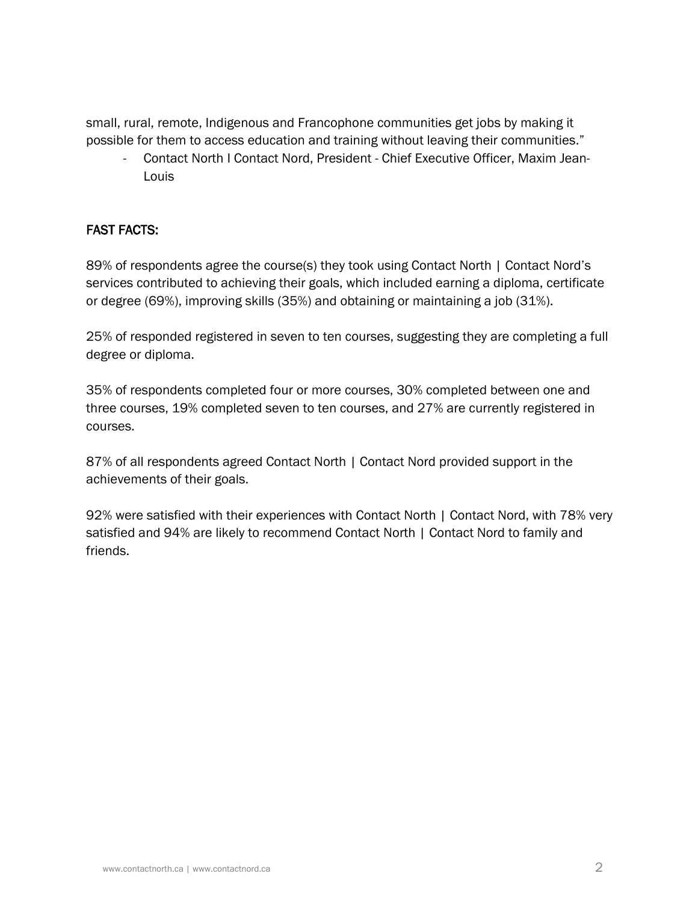small, rural, remote, Indigenous and Francophone communities get jobs by making it possible for them to access education and training without leaving their communities."

- Contact North I Contact Nord, President - Chief Executive Officer, Maxim Jean-Louis

## FAST FACTS:

89% of respondents agree the course(s) they took using Contact North | Contact Nord's services contributed to achieving their goals, which included earning a diploma, certificate or degree (69%), improving skills (35%) and obtaining or maintaining a job (31%).

25% of responded registered in seven to ten courses, suggesting they are completing a full degree or diploma.

35% of respondents completed four or more courses, 30% completed between one and three courses, 19% completed seven to ten courses, and 27% are currently registered in courses.

87% of all respondents agreed Contact North | Contact Nord provided support in the achievements of their goals.

92% were satisfied with their experiences with Contact North | Contact Nord, with 78% very satisfied and 94% are likely to recommend Contact North | Contact Nord to family and friends.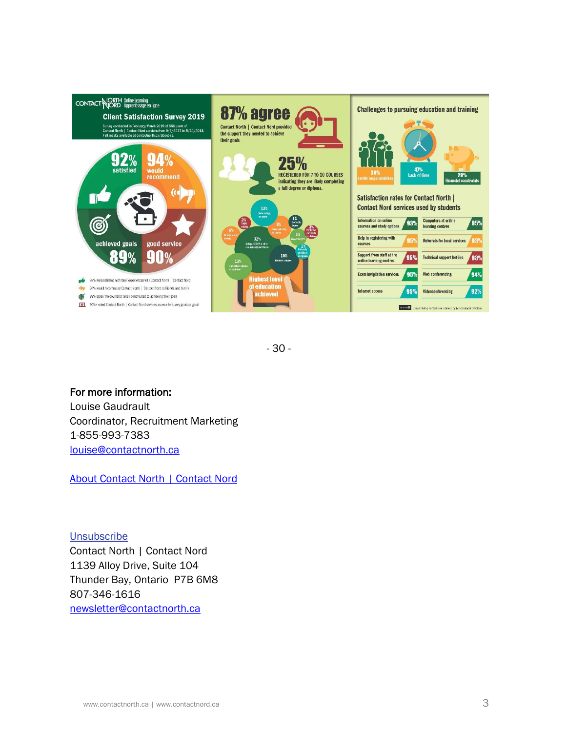CONTACT NORTH | CONTACT NORD Online Learning | Apprentissage en ligne

Client Satisfaction Survey 2019

Survey conducted in February/March 2019 of 568 users of Contact North | Contact Nord services from 9/1/2017 to 8/31/2018. Full results available at contactnorth.ca/about-us.

92% satisfied

94% would recommend

achieved goals 89%

good service 90%

92% were satisfied with their experiences with Contact North | Contact Nord

94% would recommend Contact North | Contact Nord to friends and family

89% agree the course(s) taken contributed to achieving their goals

90%+ rated Contact North | Contact Nord services as excellent, very good, or good

87% agree

Contact North | Contact Nord provided the support they needed to achieve their goals

25%

REGISTERED FOR 7 TO 10 COURSES indicating they are likely completing a full degree or diploma.

Highest level of education achieved

13% Some college, no degree

3% Trades training

6% No high school diploma

8% Some university, no degree

1% Doctorate degree

3% Professional certificate or diploma

32% College, CEGEP, or other non-university certificate

4% Master's degree

2% University certificate or diploma

15% Bachelor's degree

13% High school diploma or equivalent

Challenges to pursuing education and training

36% Family responsibilities

47% Lack of time

29% Financial constraints

Satisfaction rates for Contact North | Contact Nord services used by students

Information on online courses and study options 93%

Computers at online learning centres 95%

Help in registering with courses 95%

Referrals for local services 93%

Support from staff at the online learning centres 95%

Technical support hotline 93%

Exam invigilation services 95%

Web conferencing 94%

Internet access 95%

Videoconferencing 92%

Contact North | Contact Nord is funded by the Government of Ontario.

\- 30 -

**For more information:**
Louise Gaudrault
Coordinator, Recruitment Marketing
1-855-993-7383
louise@contactnorth.ca

About Contact North | Contact Nord

Unsubscribe
Contact North | Contact Nord
1139 Alloy Drive, Suite 104
Thunder Bay, Ontario P7B 6M8
807-346-1616
newsletter@contactnorth.ca